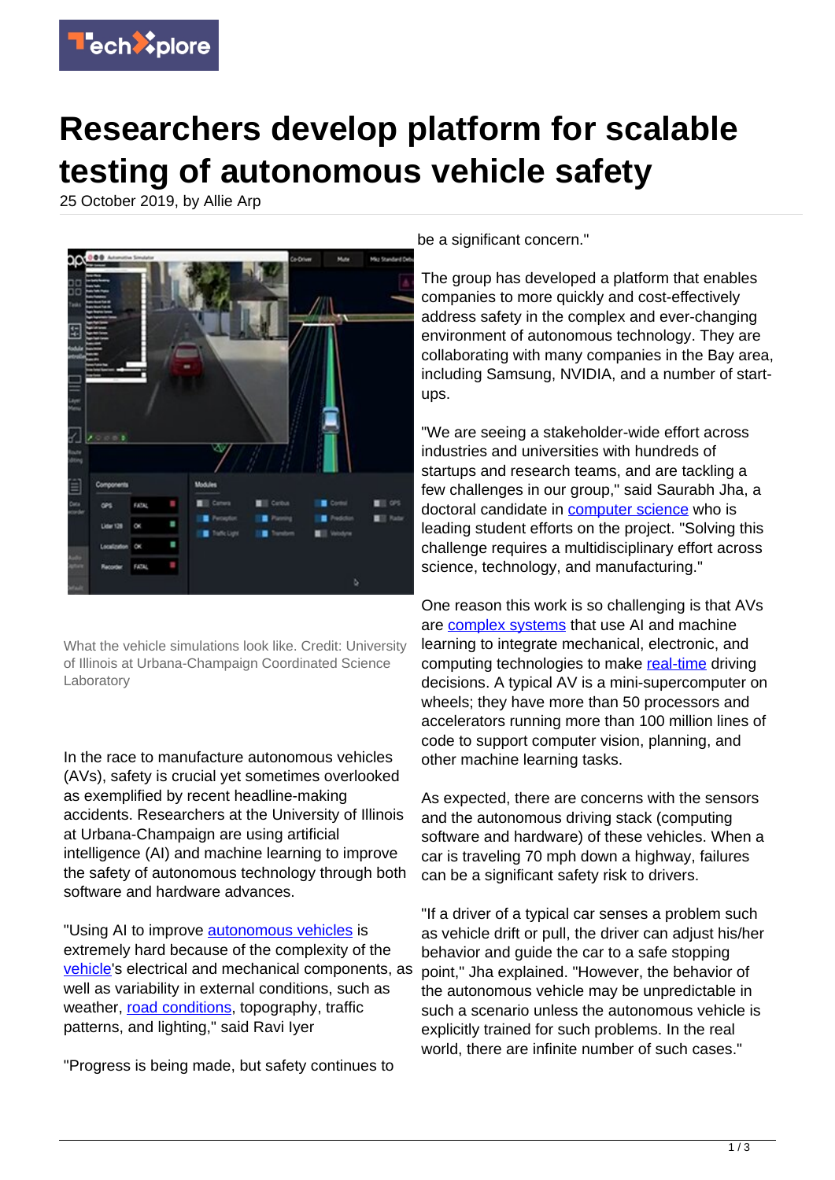# Researchers develop platform for scalable testing of autonomous vehicle safety

25 October 2019, by Allie Arp

What the vehicle simulations look like. Credit: University of Illinois at Urbana-Champaign Coordinated Science Laboratory

In the race to manufacture autonomous vehicles (AVs), safety is crucial yet sometimes overlooked as exemplified by recent headline-making accidents. Researchers at the University of Illinois at Urbana-Champaign are using artificial intelligence (AI) and machine learning to improve the safety of autonomous technology through both software and hardware advances.

"Using AI to improve autonomous vehicles is extremely hard because of the complexity of the vehicle's electrical and mechanical components, as well as variability in external conditions, such as weather, road conditions, topography, traffic patterns, and lighting," said Ravi Iyer

"Progress is being made, but safety continues to be a significant concern."

The group has developed a platform that enables companies to more quickly and cost-effectively address safety in the complex and ever-changing environment of autonomous technology. They are collaborating with many companies in the Bay area, including Samsung, NVIDIA, and a number of start-ups.

"We are seeing a stakeholder-wide effort across industries and universities with hundreds of startups and research teams, and are tackling a few challenges in our group," said Saurabh Jha, a doctoral candidate in computer science who is leading student efforts on the project. "Solving this challenge requires a multidisciplinary effort across science, technology, and manufacturing."

One reason this work is so challenging is that AVs are complex systems that use AI and machine learning to integrate mechanical, electronic, and computing technologies to make real-time driving decisions. A typical AV is a mini-supercomputer on wheels; they have more than 50 processors and accelerators running more than 100 million lines of code to support computer vision, planning, and other machine learning tasks.

As expected, there are concerns with the sensors and the autonomous driving stack (computing software and hardware) of these vehicles. When a car is traveling 70 mph down a highway, failures can be a significant safety risk to drivers.

"If a driver of a typical car senses a problem such as vehicle drift or pull, the driver can adjust his/her behavior and guide the car to a safe stopping point," Jha explained. "However, the behavior of the autonomous vehicle may be unpredictable in such a scenario unless the autonomous vehicle is explicitly trained for such problems. In the real world, there are infinite number of such cases."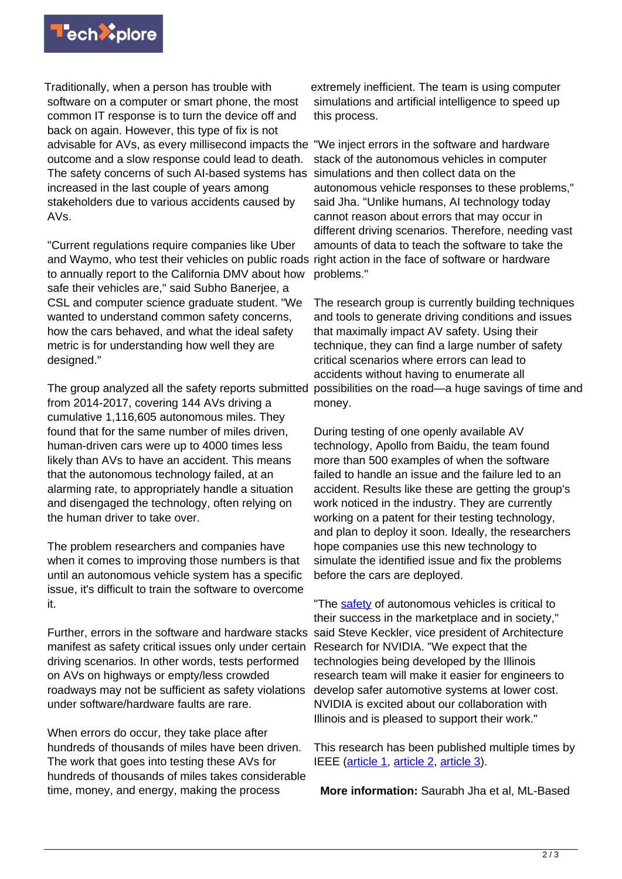Traditionally, when a person has trouble with software on a computer or smart phone, the most common IT response is to turn the device off and back on again. However, this type of fix is not advisable for AVs, as every millisecond impacts the outcome and a slow response could lead to death. The safety concerns of such AI-based systems has increased in the last couple of years among stakeholders due to various accidents caused by AVs.

"Current regulations require companies like Uber and Waymo, who test their vehicles on public roads to annually report to the California DMV about how safe their vehicles are," said Subho Banerjee, a CSL and computer science graduate student. "We wanted to understand common safety concerns, how the cars behaved, and what the ideal safety metric is for understanding how well they are designed."

The group analyzed all the safety reports submitted from 2014-2017, covering 144 AVs driving a cumulative 1,116,605 autonomous miles. They found that for the same number of miles driven, human-driven cars were up to 4000 times less likely than AVs to have an accident. This means that the autonomous technology failed, at an alarming rate, to appropriately handle a situation and disengaged the technology, often relying on the human driver to take over.

The problem researchers and companies have when it comes to improving those numbers is that until an autonomous vehicle system has a specific issue, it's difficult to train the software to overcome it.

Further, errors in the software and hardware stacks manifest as safety critical issues only under certain driving scenarios. In other words, tests performed on AVs on highways or empty/less crowded roadways may not be sufficient as safety violations under software/hardware faults are rare.

When errors do occur, they take place after hundreds of thousands of miles have been driven. The work that goes into testing these AVs for hundreds of thousands of miles takes considerable time, money, and energy, making the process extremely inefficient. The team is using computer simulations and artificial intelligence to speed up this process.

"We inject errors in the software and hardware stack of the autonomous vehicles in computer simulations and then collect data on the autonomous vehicle responses to these problems," said Jha. "Unlike humans, AI technology today cannot reason about errors that may occur in different driving scenarios. Therefore, needing vast amounts of data to teach the software to take the right action in the face of software or hardware problems."

The research group is currently building techniques and tools to generate driving conditions and issues that maximally impact AV safety. Using their technique, they can find a large number of safety critical scenarios where errors can lead to accidents without having to enumerate all possibilities on the road—a huge savings of time and money.

During testing of one openly available AV technology, Apollo from Baidu, the team found more than 500 examples of when the software failed to handle an issue and the failure led to an accident. Results like these are getting the group's work noticed in the industry. They are currently working on a patent for their testing technology, and plan to deploy it soon. Ideally, the researchers hope companies use this new technology to simulate the identified issue and fix the problems before the cars are deployed.

"The safety of autonomous vehicles is critical to their success in the marketplace and in society," said Steve Keckler, vice president of Architecture Research for NVIDIA. "We expect that the technologies being developed by the Illinois research team will make it easier for engineers to develop safer automotive systems at lower cost. NVIDIA is excited about our collaboration with Illinois and is pleased to support their work."

This research has been published multiple times by IEEE (article 1, article 2, article 3).

**More information:** Saurabh Jha et al, ML-Based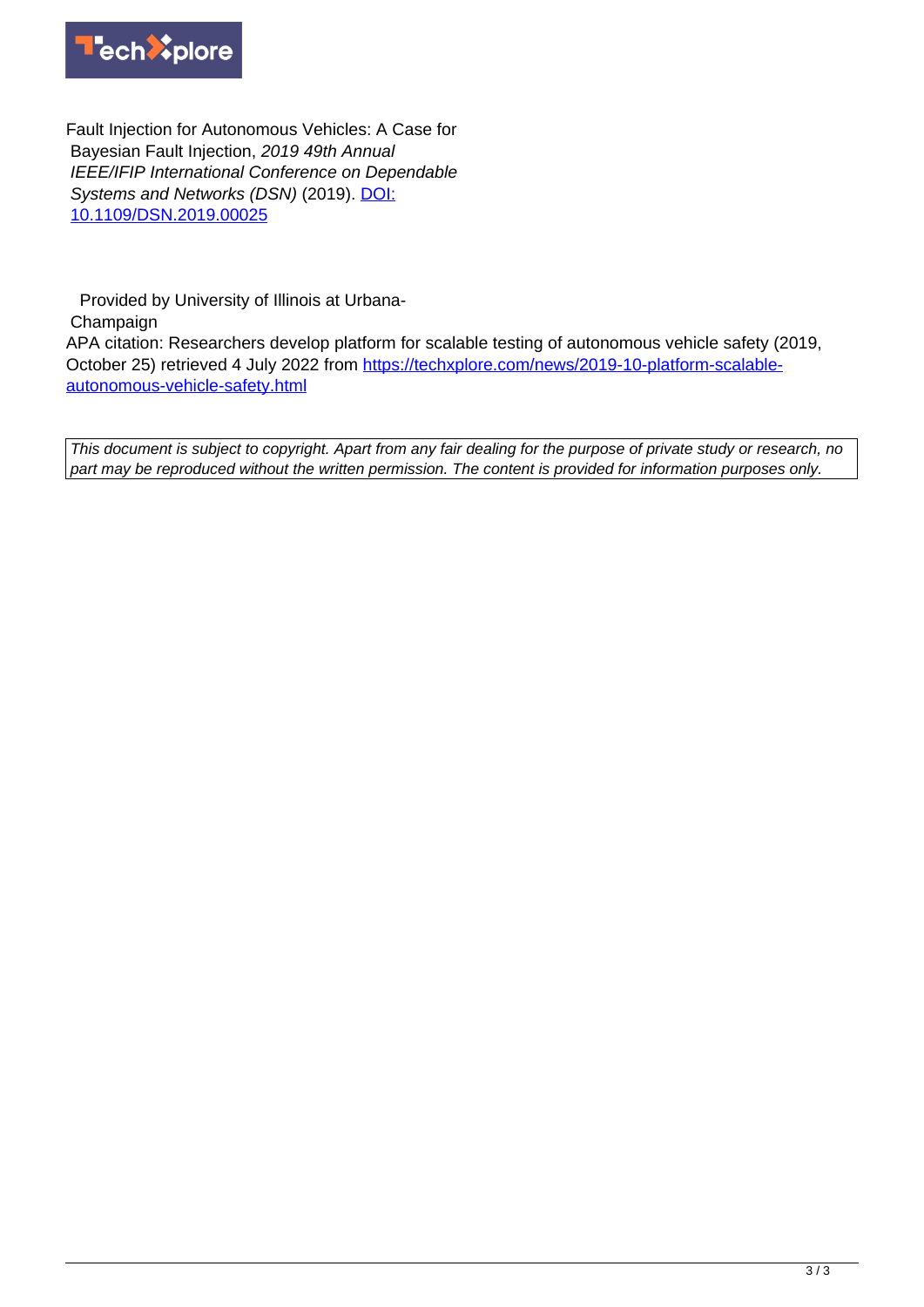Fault Injection for Autonomous Vehicles: A Case for Bayesian Fault Injection, *2019 49th Annual IEEE/IFIP International Conference on Dependable Systems and Networks (DSN)* (2019). [DOI: 10.1109/DSN.2019.00025](https://dx.doi.org/10.1109/DSN.2019.00025)

Provided by University of Illinois at Urbana-Champaign

APA citation: Researchers develop platform for scalable testing of autonomous vehicle safety (2019, October 25) retrieved 4 July 2022 from https://techxplore.com/news/2019-10-platform-scalable-autonomous-vehicle-safety.html

*This document is subject to copyright. Apart from any fair dealing for the purpose of private study or research, no part may be reproduced without the written permission. The content is provided for information purposes only.*